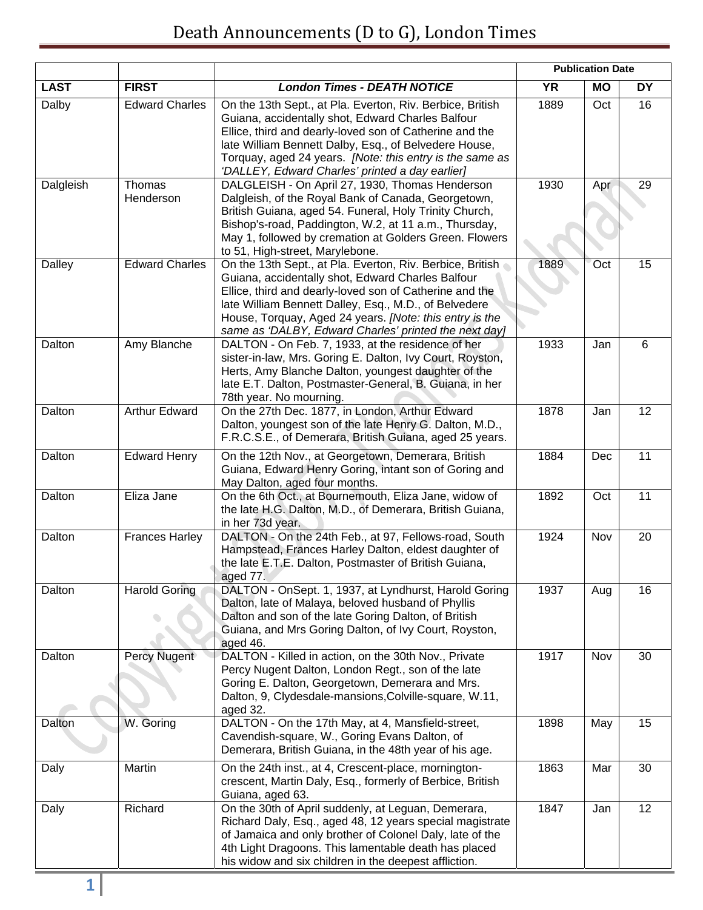# Death Announcements (D to G), London Times

| | | | Publication Date | | |
|---|---|---|---|---|---|
| **LAST** | **FIRST** | ***London Times - DEATH NOTICE*** | **YR** | **MO** | **DY** |
| Dalby | Edward Charles | On the 13th Sept., at Pla. Everton, Riv. Berbice, British Guiana, accidentally shot, Edward Charles Balfour Ellice, third and dearly-loved son of Catherine and the late William Bennett Dalby, Esq., of Belvedere House, Torquay, aged 24 years. *[Note: this entry is the same as 'DALLEY, Edward Charles' printed a day earlier]* | 1889 | Oct | 16 |
| Dalgleish | Thomas Henderson | DALGLEISH - On April 27, 1930, Thomas Henderson Dalgleish, of the Royal Bank of Canada, Georgetown, British Guiana, aged 54. Funeral, Holy Trinity Church, Bishop's-road, Paddington, W.2, at 11 a.m., Thursday, May 1, followed by cremation at Golders Green. Flowers to 51, High-street, Marylebone. | 1930 | Apr | 29 |
| Dalley | Edward Charles | On the 13th Sept., at Pla. Everton, Riv. Berbice, British Guiana, accidentally shot, Edward Charles Balfour Ellice, third and dearly-loved son of Catherine and the late William Bennett Dalley, Esq., M.D., of Belvedere House, Torquay, Aged 24 years. *[Note: this entry is the same as 'DALBY, Edward Charles' printed the next day]* | 1889 | Oct | 15 |
| Dalton | Amy Blanche | DALTON - On Feb. 7, 1933, at the residence of her sister-in-law, Mrs. Goring E. Dalton, Ivy Court, Royston, Herts, Amy Blanche Dalton, youngest daughter of the late E.T. Dalton, Postmaster-General, B. Guiana, in her 78th year. No mourning. | 1933 | Jan | 6 |
| Dalton | Arthur Edward | On the 27th Dec. 1877, in London, Arthur Edward Dalton, youngest son of the late Henry G. Dalton, M.D., F.R.C.S.E., of Demerara, British Guiana, aged 25 years. | 1878 | Jan | 12 |
| Dalton | Edward Henry | On the 12th Nov., at Georgetown, Demerara, British Guiana, Edward Henry Goring, intant son of Goring and May Dalton, aged four months. | 1884 | Dec | 11 |
| Dalton | Eliza Jane | On the 6th Oct., at Bournemouth, Eliza Jane, widow of the late H.G. Dalton, M.D., of Demerara, British Guiana, in her 73d year. | 1892 | Oct | 11 |
| Dalton | Frances Harley | DALTON - On the 24th Feb., at 97, Fellows-road, South Hampstead, Frances Harley Dalton, eldest daughter of the late E.T.E. Dalton, Postmaster of British Guiana, aged 77. | 1924 | Nov | 20 |
| Dalton | Harold Goring | DALTON - OnSept. 1, 1937, at Lyndhurst, Harold Goring Dalton, late of Malaya, beloved husband of Phyllis Dalton and son of the late Goring Dalton, of British Guiana, and Mrs Goring Dalton, of Ivy Court, Royston, aged 46. | 1937 | Aug | 16 |
| Dalton | Percy Nugent | DALTON - Killed in action, on the 30th Nov., Private Percy Nugent Dalton, London Regt., son of the late Goring E. Dalton, Georgetown, Demerara and Mrs. Dalton, 9, Clydesdale-mansions,Colville-square, W.11, aged 32. | 1917 | Nov | 30 |
| Dalton | W. Goring | DALTON - On the 17th May, at 4, Mansfield-street, Cavendish-square, W., Goring Evans Dalton, of Demerara, British Guiana, in the 48th year of his age. | 1898 | May | 15 |
| Daly | Martin | On the 24th inst., at 4, Crescent-place, mornington-crescent, Martin Daly, Esq., formerly of Berbice, British Guiana, aged 63. | 1863 | Mar | 30 |
| Daly | Richard | On the 30th of April suddenly, at Leguan, Demerara, Richard Daly, Esq., aged 48, 12 years special magistrate of Jamaica and only brother of Colonel Daly, late of the 4th Light Dragoons. This lamentable death has placed his widow and six children in the deepest affliction. | 1847 | Jan | 12 |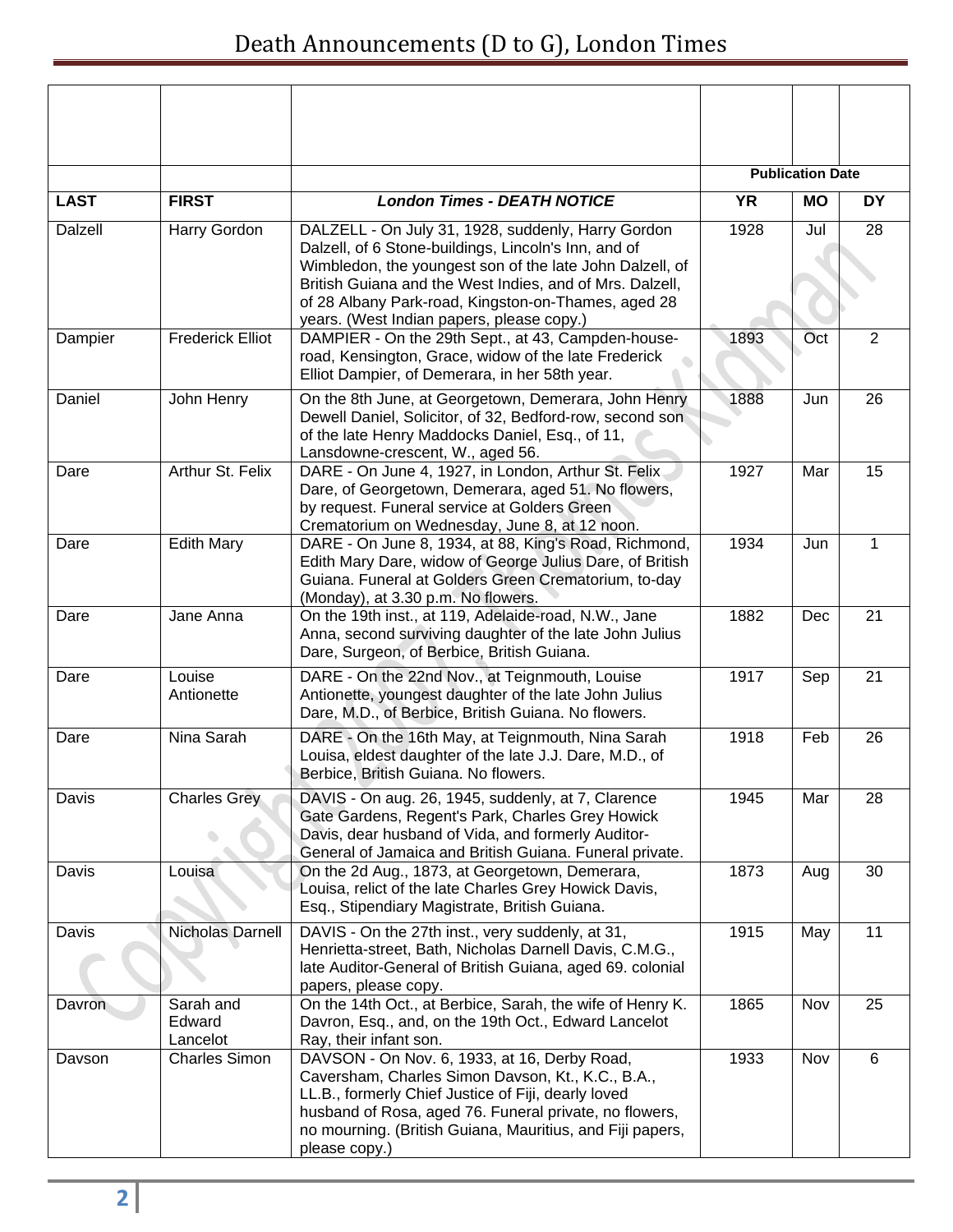# Death Announcements (D to G), London Times

| | | | Publication Date | | |
|---|---|---|---|---|---|
| **LAST** | **FIRST** | ***London Times - DEATH NOTICE*** | **YR** | **MO** | **DY** |
| Dalzell | Harry Gordon | DALZELL - On July 31, 1928, suddenly, Harry Gordon Dalzell, of 6 Stone-buildings, Lincoln's Inn, and of Wimbledon, the youngest son of the late John Dalzell, of British Guiana and the West Indies, and of Mrs. Dalzell, of 28 Albany Park-road, Kingston-on-Thames, aged 28 years. (West Indian papers, please copy.) | 1928 | Jul | 28 |
| Dampier | Frederick Elliot | DAMPIER - On the 29th Sept., at 43, Campden-house-road, Kensington, Grace, widow of the late Frederick Elliot Dampier, of Demerara, in her 58th year. | 1893 | Oct | 2 |
| Daniel | John Henry | On the 8th June, at Georgetown, Demerara, John Henry Dewell Daniel, Solicitor, of 32, Bedford-row, second son of the late Henry Maddocks Daniel, Esq., of 11, Lansdowne-crescent, W., aged 56. | 1888 | Jun | 26 |
| Dare | Arthur St. Felix | DARE - On June 4, 1927, in London, Arthur St. Felix Dare, of Georgetown, Demerara, aged 51. No flowers, by request. Funeral service at Golders Green Crematorium on Wednesday, June 8, at 12 noon. | 1927 | Mar | 15 |
| Dare | Edith Mary | DARE - On June 8, 1934, at 88, King's Road, Richmond, Edith Mary Dare, widow of George Julius Dare, of British Guiana. Funeral at Golders Green Crematorium, to-day (Monday), at 3.30 p.m. No flowers. | 1934 | Jun | 1 |
| Dare | Jane Anna | On the 19th inst., at 119, Adelaide-road, N.W., Jane Anna, second surviving daughter of the late John Julius Dare, Surgeon, of Berbice, British Guiana. | 1882 | Dec | 21 |
| Dare | Louise Antionette | DARE - On the 22nd Nov., at Teignmouth, Louise Antionette, youngest daughter of the late John Julius Dare, M.D., of Berbice, British Guiana. No flowers. | 1917 | Sep | 21 |
| Dare | Nina Sarah | DARE - On the 16th May, at Teignmouth, Nina Sarah Louisa, eldest daughter of the late J.J. Dare, M.D., of Berbice, British Guiana. No flowers. | 1918 | Feb | 26 |
| Davis | Charles Grey | DAVIS - On aug. 26, 1945, suddenly, at 7, Clarence Gate Gardens, Regent's Park, Charles Grey Howick Davis, dear husband of Vida, and formerly Auditor-General of Jamaica and British Guiana. Funeral private. | 1945 | Mar | 28 |
| Davis | Louisa | On the 2d Aug., 1873, at Georgetown, Demerara, Louisa, relict of the late Charles Grey Howick Davis, Esq., Stipendiary Magistrate, British Guiana. | 1873 | Aug | 30 |
| Davis | Nicholas Darnell | DAVIS - On the 27th inst., very suddenly, at 31, Henrietta-street, Bath, Nicholas Darnell Davis, C.M.G., late Auditor-General of British Guiana, aged 69. colonial papers, please copy. | 1915 | May | 11 |
| Davron | Sarah and Edward Lancelot | On the 14th Oct., at Berbice, Sarah, the wife of Henry K. Davron, Esq., and, on the 19th Oct., Edward Lancelot Ray, their infant son. | 1865 | Nov | 25 |
| Davson | Charles Simon | DAVSON - On Nov. 6, 1933, at 16, Derby Road, Caversham, Charles Simon Davson, Kt., K.C., B.A., LL.B., formerly Chief Justice of Fiji, dearly loved husband of Rosa, aged 76. Funeral private, no flowers, no mourning. (British Guiana, Mauritius, and Fiji papers, please copy.) | 1933 | Nov | 6 |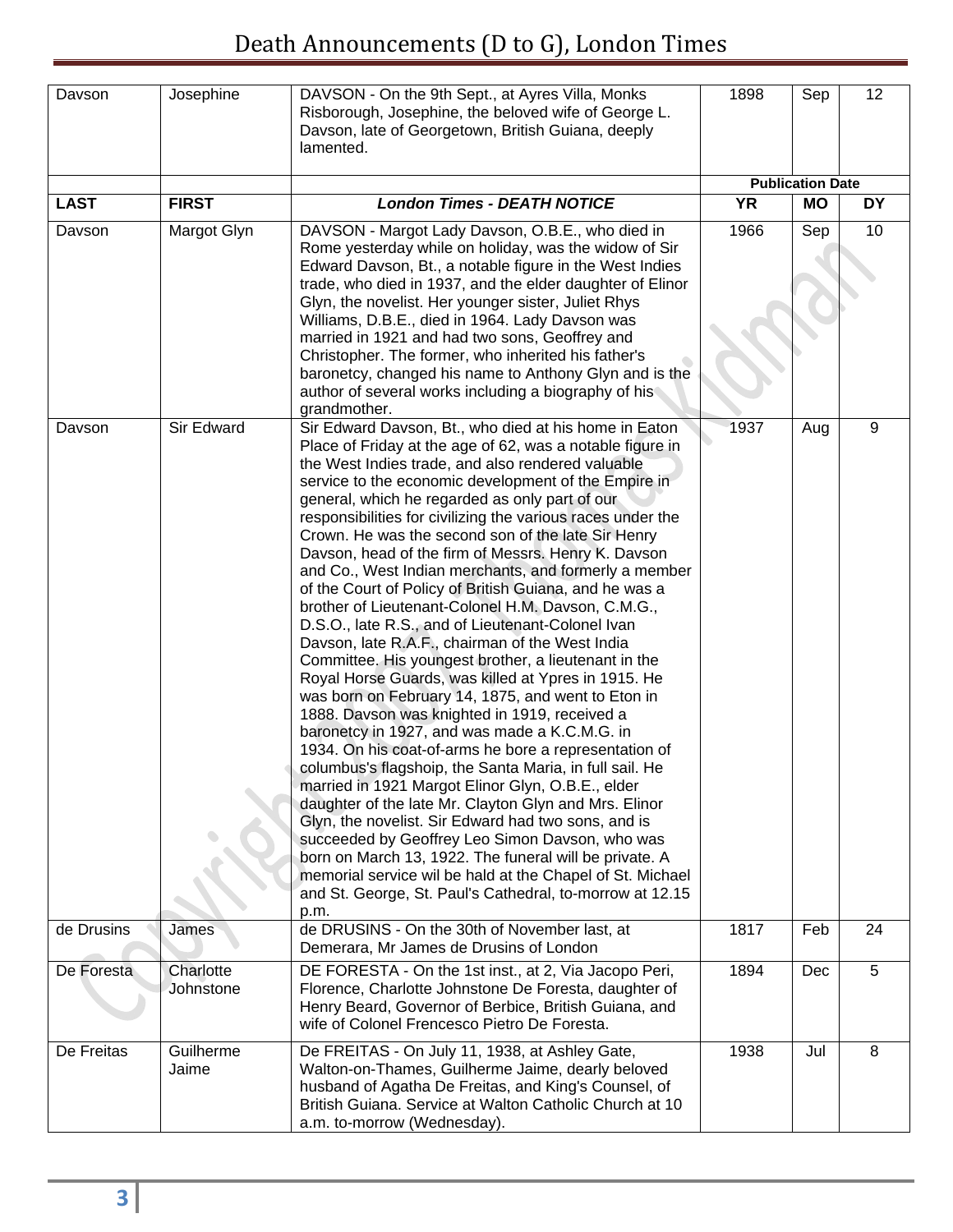| LAST | FIRST | London Times - DEATH NOTICE | YR | MO | DY |
|---|---|---|---|---|---|
| Davson | Josephine | DAVSON - On the 9th Sept., at Ayres Villa, Monks Risborough, Josephine, the beloved wife of George L. Davson, late of Georgetown, British Guiana, deeply lamented. | 1898 | Sep | 12 |
| | | | **Publication Date** | | |
| **LAST** | **FIRST** | ***London Times - DEATH NOTICE*** | **YR** | **MO** | **DY** |
| Davson | Margot Glyn | DAVSON - Margot Lady Davson, O.B.E., who died in Rome yesterday while on holiday, was the widow of Sir Edward Davson, Bt., a notable figure in the West Indies trade, who died in 1937, and the elder daughter of Elinor Glyn, the novelist. Her younger sister, Juliet Rhys Williams, D.B.E., died in 1964. Lady Davson was married in 1921 and had two sons, Geoffrey and Christopher. The former, who inherited his father's baronetcy, changed his name to Anthony Glyn and is the author of several works including a biography of his grandmother. | 1966 | Sep | 10 |
| Davson | Sir Edward | Sir Edward Davson, Bt., who died at his home in Eaton Place of Friday at the age of 62, was a notable figure in the West Indies trade, and also rendered valuable service to the economic development of the Empire in general, which he regarded as only part of our responsibilities for civilizing the various races under the Crown. He was the second son of the late Sir Henry Davson, head of the firm of Messrs. Henry K. Davson and Co., West Indian merchants, and formerly a member of the Court of Policy of British Guiana, and he was a brother of Lieutenant-Colonel H.M. Davson, C.M.G., D.S.O., late R.S., and of Lieutenant-Colonel Ivan Davson, late R.A.F., chairman of the West India Committee. His youngest brother, a lieutenant in the Royal Horse Guards, was killed at Ypres in 1915. He was born on February 14, 1875, and went to Eton in 1888. Davson was knighted in 1919, received a baronetcy in 1927, and was made a K.C.M.G. in 1934. On his coat-of-arms he bore a representation of columbus's flagshoip, the Santa Maria, in full sail. He married in 1921 Margot Elinor Glyn, O.B.E., elder daughter of the late Mr. Clayton Glyn and Mrs. Elinor Glyn, the novelist. Sir Edward had two sons, and is succeeded by Geoffrey Leo Simon Davson, who was born on March 13, 1922. The funeral will be private. A memorial service wil be hald at the Chapel of St. Michael and St. George, St. Paul's Cathedral, to-morrow at 12.15 p.m. | 1937 | Aug | 9 |
| de Drusins | James | de DRUSINS - On the 30th of November last, at Demerara, Mr James de Drusins of London | 1817 | Feb | 24 |
| De Foresta | Charlotte Johnstone | DE FORESTA - On the 1st inst., at 2, Via Jacopo Peri, Florence, Charlotte Johnstone De Foresta, daughter of Henry Beard, Governor of Berbice, British Guiana, and wife of Colonel Frencesco Pietro De Foresta. | 1894 | Dec | 5 |
| De Freitas | Guilherme Jaime | De FREITAS - On July 11, 1938, at Ashley Gate, Walton-on-Thames, Guilherme Jaime, dearly beloved husband of Agatha De Freitas, and King's Counsel, of British Guiana. Service at Walton Catholic Church at 10 a.m. to-morrow (Wednesday). | 1938 | Jul | 8 |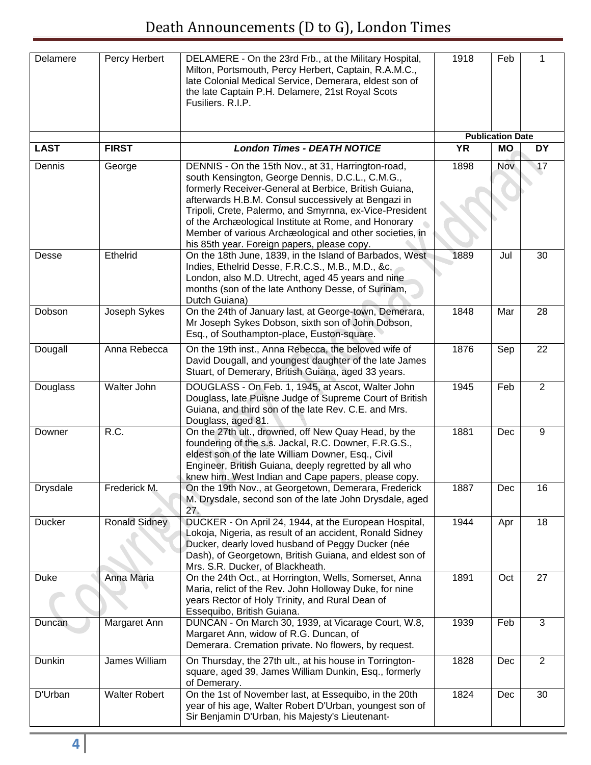# Death Announcements (D to G), London Times

| | | | Publication Date | | |
|---|---|---|---|---|---|
| Delamere | Percy Herbert | DELAMERE - On the 23rd Frb., at the Military Hospital, Milton, Portsmouth, Percy Herbert, Captain, R.A.M.C., late Colonial Medical Service, Demerara, eldest son of the late Captain P.H. Delamere, 21st Royal Scots Fusiliers. R.I.P. | 1918 | Feb | 1 |
| **LAST** | **FIRST** | ***London Times - DEATH NOTICE*** | **YR** | **MO** | **DY** |
| Dennis | George | DENNIS - On the 15th Nov., at 31, Harrington-road, south Kensington, George Dennis, D.C.L., C.M.G., formerly Receiver-General at Berbice, British Guiana, afterwards H.B.M. Consul successively at Bengazi in Tripoli, Crete, Palermo, and Smyrnna, ex-Vice-President of the Archæological Institute at Rome, and Honorary Member of various Archæological and other societies, in his 85th year. Foreign papers, please copy. | 1898 | Nov | 17 |
| Desse | Ethelrid | On the 18th June, 1839, in the Island of Barbados, West Indies, Ethelrid Desse, F.R.C.S., M.B., M.D., &c, London, also M.D. Utrecht, aged 45 years and nine months (son of the late Anthony Desse, of Surinam, Dutch Guiana) | 1889 | Jul | 30 |
| Dobson | Joseph Sykes | On the 24th of January last, at George-town, Demerara, Mr Joseph Sykes Dobson, sixth son of John Dobson, Esq., of Southampton-place, Euston-square. | 1848 | Mar | 28 |
| Dougall | Anna Rebecca | On the 19th inst., Anna Rebecca, the beloved wife of David Dougall, and youngest daughter of the late James Stuart, of Demerary, British Guiana, aged 33 years. | 1876 | Sep | 22 |
| Douglass | Walter John | DOUGLASS - On Feb. 1, 1945, at Ascot, Walter John Douglass, late Puisne Judge of Supreme Court of British Guiana, and third son of the late Rev. C.E. and Mrs. Douglass, aged 81. | 1945 | Feb | 2 |
| Downer | R.C. | On the 27th ult., drowned, off New Quay Head, by the foundering of the s.s. Jackal, R.C. Downer, F.R.G.S., eldest son of the late William Downer, Esq., Civil Engineer, British Guiana, deeply regretted by all who knew him. West Indian and Cape papers, please copy. | 1881 | Dec | 9 |
| Drysdale | Frederick M. | On the 19th Nov., at Georgetown, Demerara, Frederick M. Drysdale, second son of the late John Drysdale, aged 27. | 1887 | Dec | 16 |
| Ducker | Ronald Sidney | DUCKER - On April 24, 1944, at the European Hospital, Lokoja, Nigeria, as result of an accident, Ronald Sidney Ducker, dearly loved husband of Peggy Ducker (née Dash), of Georgetown, British Guiana, and eldest son of Mrs. S.R. Ducker, of Blackheath. | 1944 | Apr | 18 |
| Duke | Anna Maria | On the 24th Oct., at Horrington, Wells, Somerset, Anna Maria, relict of the Rev. John Holloway Duke, for nine years Rector of Holy Trinity, and Rural Dean of Essequibo, British Guiana. | 1891 | Oct | 27 |
| Duncan | Margaret Ann | DUNCAN - On March 30, 1939, at Vicarage Court, W.8, Margaret Ann, widow of R.G. Duncan, of Demerara. Cremation private. No flowers, by request. | 1939 | Feb | 3 |
| Dunkin | James William | On Thursday, the 27th ult., at his house in Torrington-square, aged 39, James William Dunkin, Esq., formerly of Demerary. | 1828 | Dec | 2 |
| D'Urban | Walter Robert | On the 1st of November last, at Essequibo, in the 20th year of his age, Walter Robert D'Urban, youngest son of Sir Benjamin D'Urban, his Majesty's Lieutenant- | 1824 | Dec | 30 |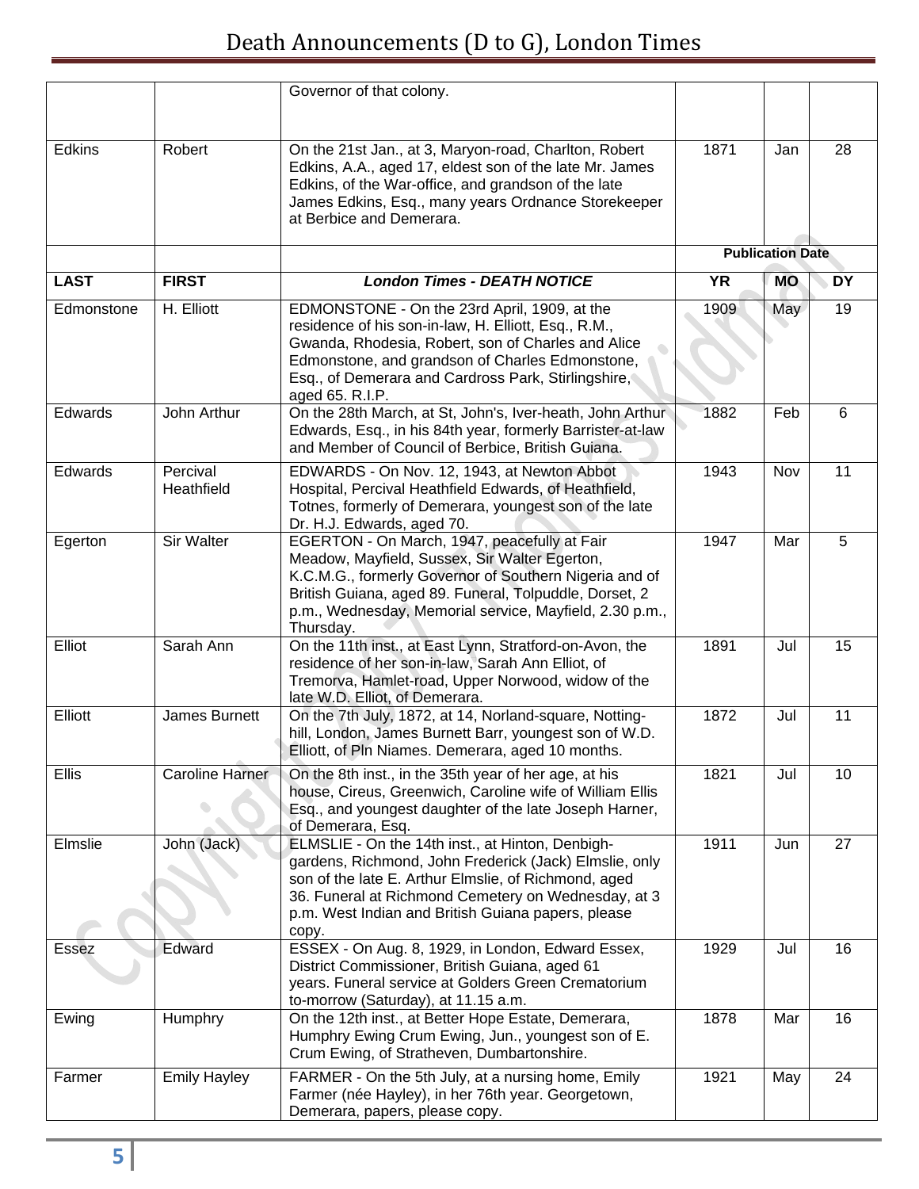# Death Announcements (D to G), London Times

| | | | | | |
|---|---|---|---|---|---|
| | | Governor of that colony. | | | |
| Edkins | Robert | On the 21st Jan., at 3, Maryon-road, Charlton, Robert Edkins, A.A., aged 17, eldest son of the late Mr. James Edkins, of the War-office, and grandson of the late James Edkins, Esq., many years Ordnance Storekeeper at Berbice and Demerara. | 1871 | Jan | 28 |
| | | | **Publication Date** | | |
| **LAST** | **FIRST** | ***London Times - DEATH NOTICE*** | **YR** | **MO** | **DY** |
| Edmonstone | H. Elliott | EDMONSTONE - On the 23rd April, 1909, at the residence of his son-in-law, H. Elliott, Esq., R.M., Gwanda, Rhodesia, Robert, son of Charles and Alice Edmonstone, and grandson of Charles Edmonstone, Esq., of Demerara and Cardross Park, Stirlingshire, aged 65. R.I.P. | 1909 | May | 19 |
| Edwards | John Arthur | On the 28th March, at St, John's, Iver-heath, John Arthur Edwards, Esq., in his 84th year, formerly Barrister-at-law and Member of Council of Berbice, British Guiana. | 1882 | Feb | 6 |
| Edwards | Percival Heathfield | EDWARDS - On Nov. 12, 1943, at Newton Abbot Hospital, Percival Heathfield Edwards, of Heathfield, Totnes, formerly of Demerara, youngest son of the late Dr. H.J. Edwards, aged 70. | 1943 | Nov | 11 |
| Egerton | Sir Walter | EGERTON - On March, 1947, peacefully at Fair Meadow, Mayfield, Sussex, Sir Walter Egerton, K.C.M.G., formerly Governor of Southern Nigeria and of British Guiana, aged 89. Funeral, Tolpuddle, Dorset, 2 p.m., Wednesday, Memorial service, Mayfield, 2.30 p.m., Thursday. | 1947 | Mar | 5 |
| Elliot | Sarah Ann | On the 11th inst., at East Lynn, Stratford-on-Avon, the residence of her son-in-law, Sarah Ann Elliot, of Tremorva, Hamlet-road, Upper Norwood, widow of the late W.D. Elliot, of Demerara. | 1891 | Jul | 15 |
| Elliott | James Burnett | On the 7th July, 1872, at 14, Norland-square, Notting-hill, London, James Burnett Barr, youngest son of W.D. Elliott, of Pln Niames. Demerara, aged 10 months. | 1872 | Jul | 11 |
| Ellis | Caroline Harner | On the 8th inst., in the 35th year of her age, at his house, Cireus, Greenwich, Caroline wife of William Ellis Esq., and youngest daughter of the late Joseph Harner, of Demerara, Esq. | 1821 | Jul | 10 |
| Elmslie | John (Jack) | ELMSLIE - On the 14th inst., at Hinton, Denbigh-gardens, Richmond, John Frederick (Jack) Elmslie, only son of the late E. Arthur Elmslie, of Richmond, aged 36. Funeral at Richmond Cemetery on Wednesday, at 3 p.m. West Indian and British Guiana papers, please copy. | 1911 | Jun | 27 |
| Essez | Edward | ESSEX - On Aug. 8, 1929, in London, Edward Essex, District Commissioner, British Guiana, aged 61 years. Funeral service at Golders Green Crematorium to-morrow (Saturday), at 11.15 a.m. | 1929 | Jul | 16 |
| Ewing | Humphry | On the 12th inst., at Better Hope Estate, Demerara, Humphry Ewing Crum Ewing, Jun., youngest son of E. Crum Ewing, of Stratheven, Dumbartonshire. | 1878 | Mar | 16 |
| Farmer | Emily Hayley | FARMER - On the 5th July, at a nursing home, Emily Farmer (née Hayley), in her 76th year. Georgetown, Demerara, papers, please copy. | 1921 | May | 24 |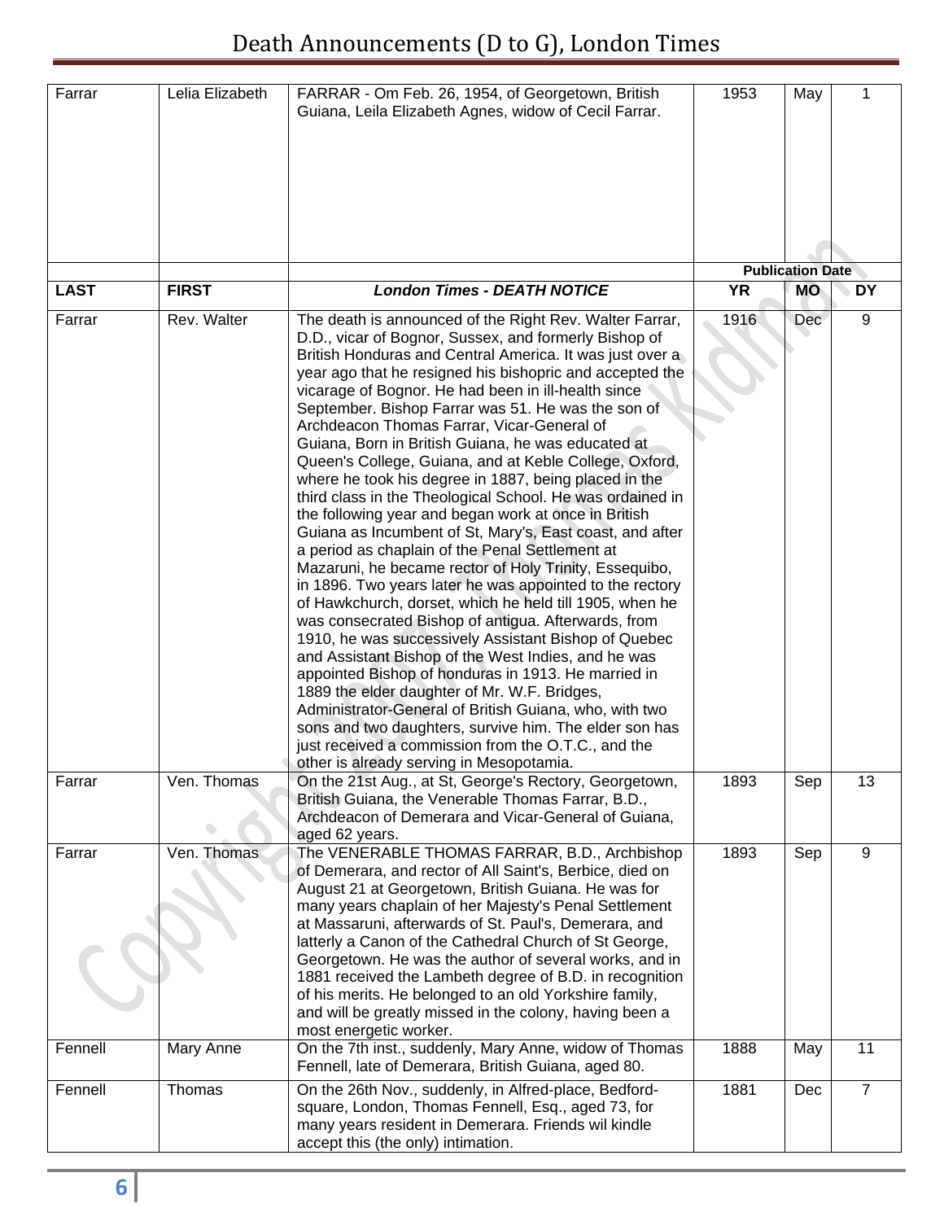| Farrar | Lelia Elizabeth | FARRAR - Om Feb. 26, 1954, of Georgetown, British Guiana, Leila Elizabeth Agnes, widow of Cecil Farrar. | 1953 | May | 1 |
|---|---|---|---|---|---|
| | | | **Publication Date** | | |
| **LAST** | **FIRST** | ***London Times - DEATH NOTICE*** | **YR** | **MO** | **DY** |
| Farrar | Rev. Walter | The death is announced of the Right Rev. Walter Farrar, D.D., vicar of Bognor, Sussex, and formerly Bishop of British Honduras and Central America. It was just over a year ago that he resigned his bishopric and accepted the vicarage of Bognor. He had been in ill-health since September. Bishop Farrar was 51. He was the son of Archdeacon Thomas Farrar, Vicar-General of Guiana, Born in British Guiana, he was educated at Queen's College, Guiana, and at Keble College, Oxford, where he took his degree in 1887, being placed in the third class in the Theological School. He was ordained in the following year and began work at once in British Guiana as Incumbent of St, Mary's, East coast, and after a period as chaplain of the Penal Settlement at Mazaruni, he became rector of Holy Trinity, Essequibo, in 1896. Two years later he was appointed to the rectory of Hawkchurch, dorset, which he held till 1905, when he was consecrated Bishop of antigua. Afterwards, from 1910, he was successively Assistant Bishop of Quebec and Assistant Bishop of the West Indies, and he was appointed Bishop of honduras in 1913. He married in 1889 the elder daughter of Mr. W.F. Bridges, Administrator-General of British Guiana, who, with two sons and two daughters, survive him. The elder son has just received a commission from the O.T.C., and the other is already serving in Mesopotamia. | 1916 | Dec | 9 |
| Farrar | Ven. Thomas | On the 21st Aug., at St, George's Rectory, Georgetown, British Guiana, the Venerable Thomas Farrar, B.D., Archdeacon of Demerara and Vicar-General of Guiana, aged 62 years. | 1893 | Sep | 13 |
| Farrar | Ven. Thomas | The VENERABLE THOMAS FARRAR, B.D., Archbishop of Demerara, and rector of All Saint's, Berbice, died on August 21 at Georgetown, British Guiana. He was for many years chaplain of her Majesty's Penal Settlement at Massaruni, afterwards of St. Paul's, Demerara, and latterly a Canon of the Cathedral Church of St George, Georgetown. He was the author of several works, and in 1881 received the Lambeth degree of B.D. in recognition of his merits. He belonged to an old Yorkshire family, and will be greatly missed in the colony, having been a most energetic worker. | 1893 | Sep | 9 |
| Fennell | Mary Anne | On the 7th inst., suddenly, Mary Anne, widow of Thomas Fennell, late of Demerara, British Guiana, aged 80. | 1888 | May | 11 |
| Fennell | Thomas | On the 26th Nov., suddenly, in Alfred-place, Bedford-square, London, Thomas Fennell, Esq., aged 73, for many years resident in Demerara. Friends wil kindle accept this (the only) intimation. | 1881 | Dec | 7 |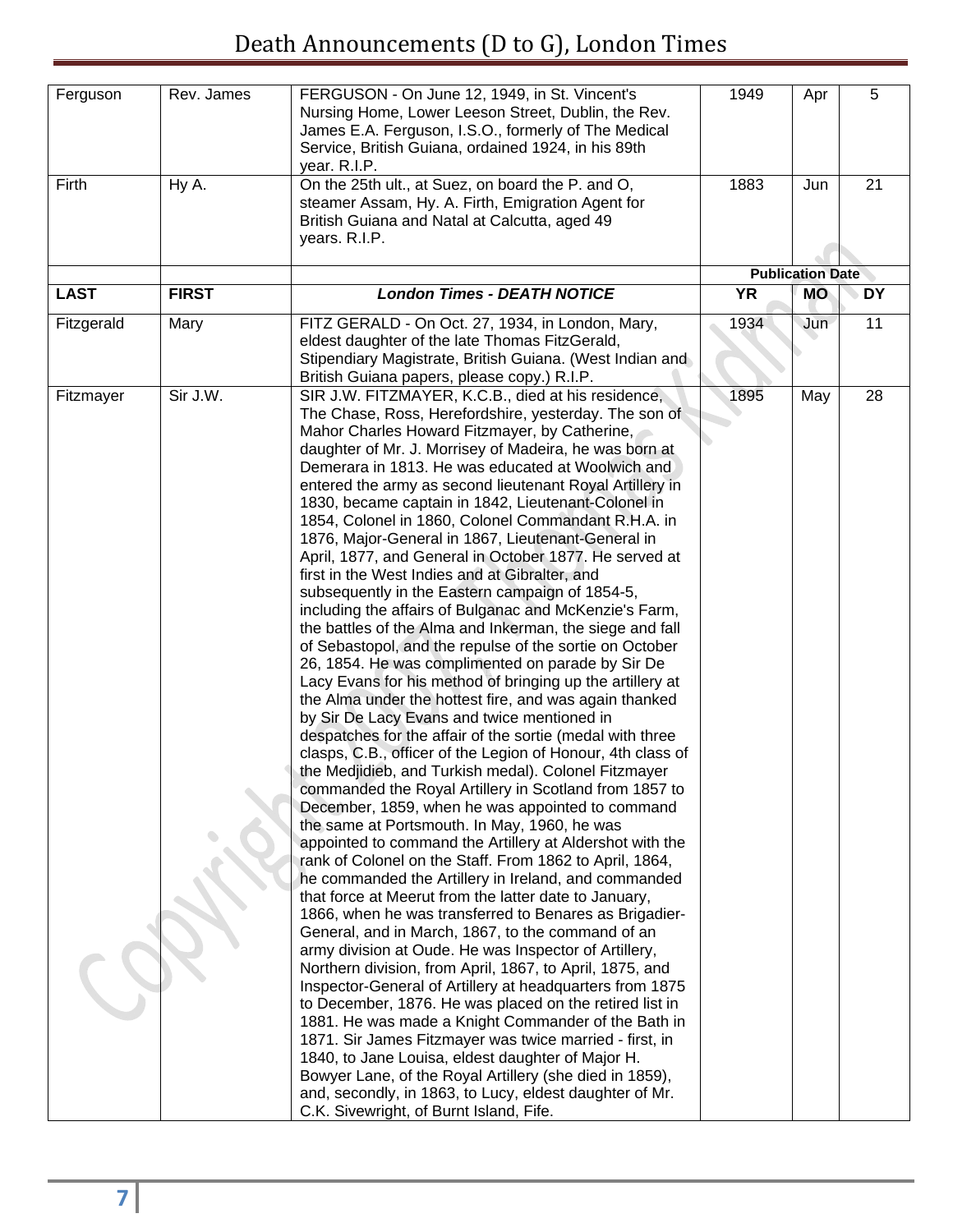| Ferguson | Rev. James | FERGUSON - On June 12, 1949, in St. Vincent's Nursing Home, Lower Leeson Street, Dublin, the Rev. James E.A. Ferguson, I.S.O., formerly of The Medical Service, British Guiana, ordained 1924, in his 89th year. R.I.P. | 1949 | Apr | 5 |
|---|---|---|---|---|---|
| Firth | Hy A. | On the 25th ult., at Suez, on board the P. and O, steamer Assam, Hy. A. Firth, Emigration Agent for British Guiana and Natal at Calcutta, aged 49 years. R.I.P. | 1883 | Jun | 21 |
| | | | **Publication Date** | | |
| **LAST** | **FIRST** | ***London Times - DEATH NOTICE*** | **YR** | **MO** | **DY** |
| Fitzgerald | Mary | FITZ GERALD - On Oct. 27, 1934, in London, Mary, eldest daughter of the late Thomas FitzGerald, Stipendiary Magistrate, British Guiana. (West Indian and British Guiana papers, please copy.) R.I.P. | 1934 | Jun | 11 |
| Fitzmayer | Sir J.W. | SIR J.W. FITZMAYER, K.C.B., died at his residence, The Chase, Ross, Herefordshire, yesterday. The son of Mahor Charles Howard Fitzmayer, by Catherine, daughter of Mr. J. Morrisey of Madeira, he was born at Demerara in 1813. He was educated at Woolwich and entered the army as second lieutenant Royal Artillery in 1830, became captain in 1842, Lieutenant-Colonel in 1854, Colonel in 1860, Colonel Commandant R.H.A. in 1876, Major-General in 1867, Lieutenant-General in April, 1877, and General in October 1877. He served at first in the West Indies and at Gibralter, and subsequently in the Eastern campaign of 1854-5, including the affairs of Bulganac and McKenzie's Farm, the battles of the Alma and Inkerman, the siege and fall of Sebastopol, and the repulse of the sortie on October 26, 1854. He was complimented on parade by Sir De Lacy Evans for his method of bringing up the artillery at the Alma under the hottest fire, and was again thanked by Sir De Lacy Evans and twice mentioned in despatches for the affair of the sortie (medal with three clasps, C.B., officer of the Legion of Honour, 4th class of the Medjidieb, and Turkish medal). Colonel Fitzmayer commanded the Royal Artillery in Scotland from 1857 to December, 1859, when he was appointed to command the same at Portsmouth. In May, 1960, he was appointed to command the Artillery at Aldershot with the rank of Colonel on the Staff. From 1862 to April, 1864, he commanded the Artillery in Ireland, and commanded that force at Meerut from the latter date to January, 1866, when he was transferred to Benares as Brigadier-General, and in March, 1867, to the command of an army division at Oude. He was Inspector of Artillery, Northern division, from April, 1867, to April, 1875, and Inspector-General of Artillery at headquarters from 1875 to December, 1876. He was placed on the retired list in 1881. He was made a Knight Commander of the Bath in 1871. Sir James Fitzmayer was twice married - first, in 1840, to Jane Louisa, eldest daughter of Major H. Bowyer Lane, of the Royal Artillery (she died in 1859), and, secondly, in 1863, to Lucy, eldest daughter of Mr. C.K. Sivewright, of Burnt Island, Fife. | 1895 | May | 28 |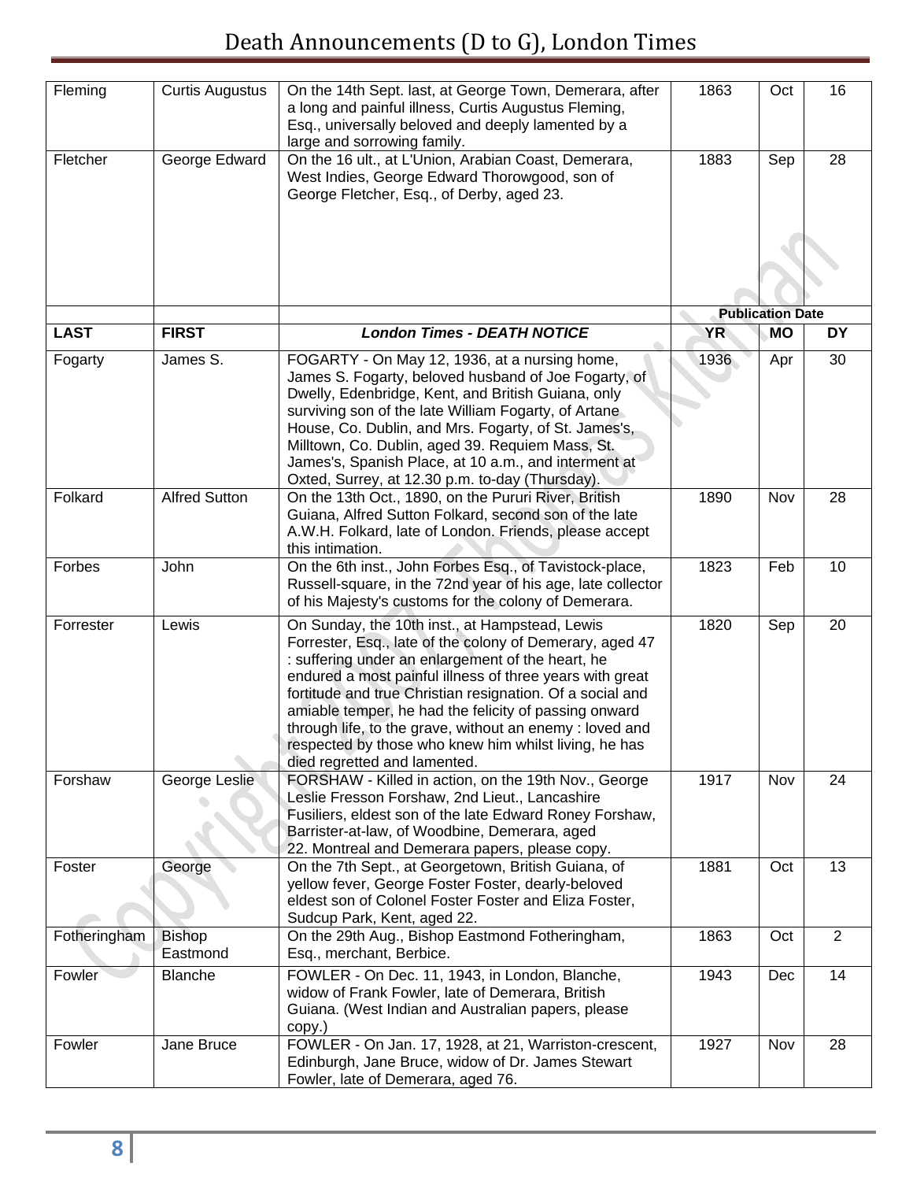| Fleming | Curtis Augustus | On the 14th Sept. last, at George Town, Demerara, after a long and painful illness, Curtis Augustus Fleming, Esq., universally beloved and deeply lamented by a large and sorrowing family. | 1863 | Oct | 16 |
|---|---|---|---|---|---|
| Fletcher | George Edward | On the 16 ult., at L'Union, Arabian Coast, Demerara, West Indies, George Edward Thorowgood, son of George Fletcher, Esq., of Derby, aged 23. | 1883 | Sep | 28 |
| | | | Publication Date | | |
| **LAST** | **FIRST** | ***London Times - DEATH NOTICE*** | **YR** | **MO** | **DY** |
| Fogarty | James S. | FOGARTY - On May 12, 1936, at a nursing home, James S. Fogarty, beloved husband of Joe Fogarty, of Dwelly, Edenbridge, Kent, and British Guiana, only surviving son of the late William Fogarty, of Artane House, Co. Dublin, and Mrs. Fogarty, of St. James's, Milltown, Co. Dublin, aged 39. Requiem Mass, St. James's, Spanish Place, at 10 a.m., and interment at Oxted, Surrey, at 12.30 p.m. to-day (Thursday). | 1936 | Apr | 30 |
| Folkard | Alfred Sutton | On the 13th Oct., 1890, on the Pururi River, British Guiana, Alfred Sutton Folkard, second son of the late A.W.H. Folkard, late of London. Friends, please accept this intimation. | 1890 | Nov | 28 |
| Forbes | John | On the 6th inst., John Forbes Esq., of Tavistock-place, Russell-square, in the 72nd year of his age, late collector of his Majesty's customs for the colony of Demerara. | 1823 | Feb | 10 |
| Forrester | Lewis | On Sunday, the 10th inst., at Hampstead, Lewis Forrester, Esq., late of the colony of Demerary, aged 47 : suffering under an enlargement of the heart, he endured a most painful illness of three years with great fortitude and true Christian resignation. Of a social and amiable temper, he had the felicity of passing onward through life, to the grave, without an enemy : loved and respected by those who knew him whilst living, he has died regretted and lamented. | 1820 | Sep | 20 |
| Forshaw | George Leslie | FORSHAW - Killed in action, on the 19th Nov., George Leslie Fresson Forshaw, 2nd Lieut., Lancashire Fusiliers, eldest son of the late Edward Roney Forshaw, Barrister-at-law, of Woodbine, Demerara, aged 22. Montreal and Demerara papers, please copy. | 1917 | Nov | 24 |
| Foster | George | On the 7th Sept., at Georgetown, British Guiana, of yellow fever, George Foster Foster, dearly-beloved eldest son of Colonel Foster Foster and Eliza Foster, Sudcup Park, Kent, aged 22. | 1881 | Oct | 13 |
| Fotheringham | Bishop Eastmond | On the 29th Aug., Bishop Eastmond Fotheringham, Esq., merchant, Berbice. | 1863 | Oct | 2 |
| Fowler | Blanche | FOWLER - On Dec. 11, 1943, in London, Blanche, widow of Frank Fowler, late of Demerara, British Guiana. (West Indian and Australian papers, please copy.) | 1943 | Dec | 14 |
| Fowler | Jane Bruce | FOWLER - On Jan. 17, 1928, at 21, Warriston-crescent, Edinburgh, Jane Bruce, widow of Dr. James Stewart Fowler, late of Demerara, aged 76. | 1927 | Nov | 28 |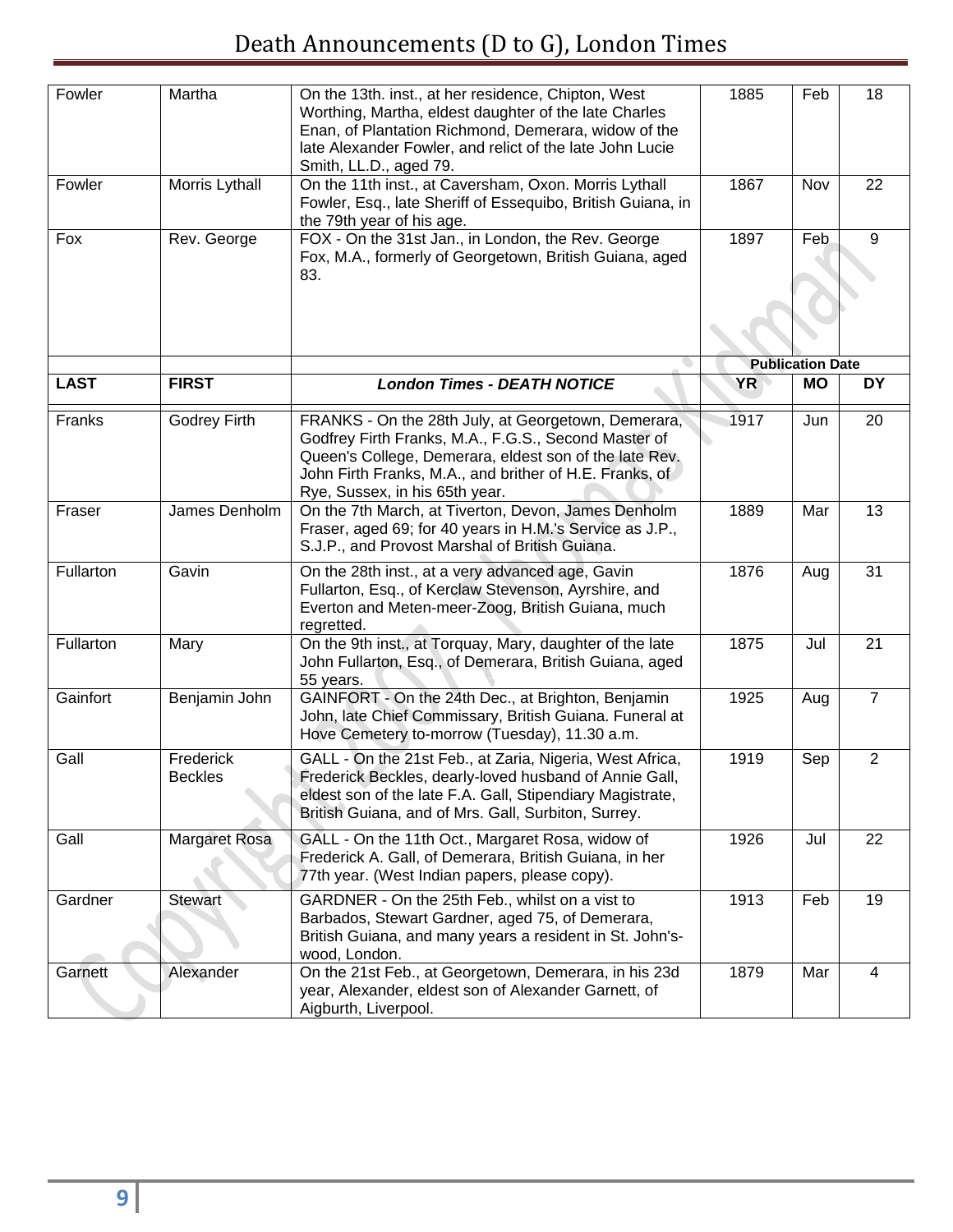| LAST | FIRST | London Times - DEATH NOTICE | YR | MO | DY |
|---|---|---|---|---|---|
| Fowler | Martha | On the 13th. inst., at her residence, Chipton, West Worthing, Martha, eldest daughter of the late Charles Enan, of Plantation Richmond, Demerara, widow of the late Alexander Fowler, and relict of the late John Lucie Smith, LL.D., aged 79. | 1885 | Feb | 18 |
| Fowler | Morris Lythall | On the 11th inst., at Caversham, Oxon. Morris Lythall Fowler, Esq., late Sheriff of Essequibo, British Guiana, in the 79th year of his age. | 1867 | Nov | 22 |
| Fox | Rev. George | FOX - On the 31st Jan., in London, the Rev. George Fox, M.A., formerly of Georgetown, British Guiana, aged 83. | 1897 | Feb | 9 |
| | | | Publication Date | | |
| **LAST** | **FIRST** | ***London Times - DEATH NOTICE*** | **YR** | **MO** | **DY** |
| Franks | Godrey Firth | FRANKS - On the 28th July, at Georgetown, Demerara, Godfrey Firth Franks, M.A., F.G.S., Second Master of Queen's College, Demerara, eldest son of the late Rev. John Firth Franks, M.A., and brither of H.E. Franks, of Rye, Sussex, in his 65th year. | 1917 | Jun | 20 |
| Fraser | James Denholm | On the 7th March, at Tiverton, Devon, James Denholm Fraser, aged 69; for 40 years in H.M.'s Service as J.P., S.J.P., and Provost Marshal of British Guiana. | 1889 | Mar | 13 |
| Fullarton | Gavin | On the 28th inst., at a very advanced age, Gavin Fullarton, Esq., of Kerclaw Stevenson, Ayrshire, and Everton and Meten-meer-Zoog, British Guiana, much regretted. | 1876 | Aug | 31 |
| Fullarton | Mary | On the 9th inst., at Torquay, Mary, daughter of the late John Fullarton, Esq., of Demerara, British Guiana, aged 55 years. | 1875 | Jul | 21 |
| Gainfort | Benjamin John | GAINFORT - On the 24th Dec., at Brighton, Benjamin John, late Chief Commissary, British Guiana. Funeral at Hove Cemetery to-morrow (Tuesday), 11.30 a.m. | 1925 | Aug | 7 |
| Gall | Frederick Beckles | GALL - On the 21st Feb., at Zaria, Nigeria, West Africa, Frederick Beckles, dearly-loved husband of Annie Gall, eldest son of the late F.A. Gall, Stipendiary Magistrate, British Guiana, and of Mrs. Gall, Surbiton, Surrey. | 1919 | Sep | 2 |
| Gall | Margaret Rosa | GALL - On the 11th Oct., Margaret Rosa, widow of Frederick A. Gall, of Demerara, British Guiana, in her 77th year. (West Indian papers, please copy). | 1926 | Jul | 22 |
| Gardner | Stewart | GARDNER - On the 25th Feb., whilst on a vist to Barbados, Stewart Gardner, aged 75, of Demerara, British Guiana, and many years a resident in St. John's-wood, London. | 1913 | Feb | 19 |
| Garnett | Alexander | On the 21st Feb., at Georgetown, Demerara, in his 23d year, Alexander, eldest son of Alexander Garnett, of Aigburth, Liverpool. | 1879 | Mar | 4 |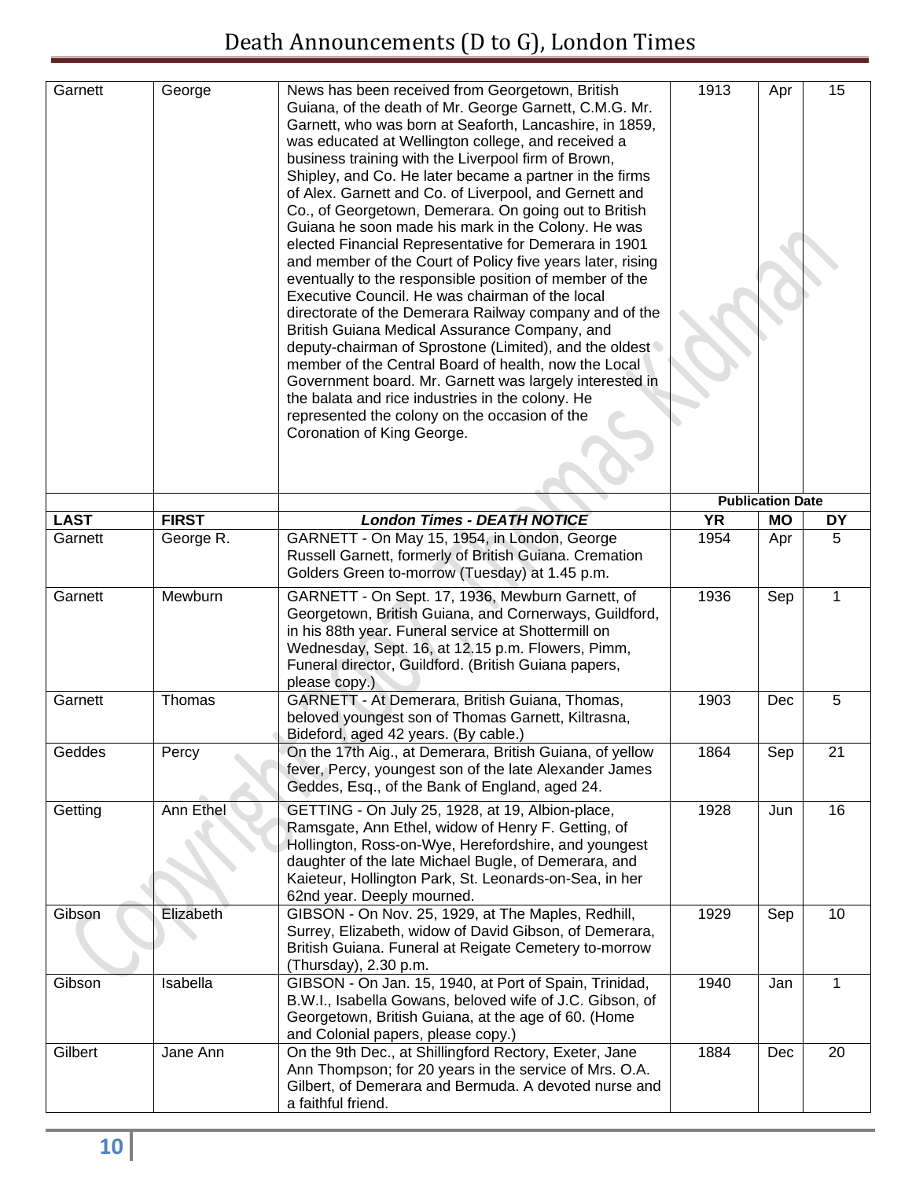| | | | | | |
|---|---|---|---|---|---|
| Garnett | George | News has been received from Georgetown, British Guiana, of the death of Mr. George Garnett, C.M.G. Mr. Garnett, who was born at Seaforth, Lancashire, in 1859, was educated at Wellington college, and received a business training with the Liverpool firm of Brown, Shipley, and Co. He later became a partner in the firms of Alex. Garnett and Co. of Liverpool, and Gernett and Co., of Georgetown, Demerara. On going out to British Guiana he soon made his mark in the Colony. He was elected Financial Representative for Demerara in 1901 and member of the Court of Policy five years later, rising eventually to the responsible position of member of the Executive Council. He was chairman of the local directorate of the Demerara Railway company and of the British Guiana Medical Assurance Company, and deputy-chairman of Sprostone (Limited), and the oldest member of the Central Board of health, now the Local Government board. Mr. Garnett was largely interested in the balata and rice industries in the colony. He represented the colony on the occasion of the Coronation of King George. | 1913 | Apr | 15 |
| | | | **Publication Date** | | |
| **LAST** | **FIRST** | ***London Times - DEATH NOTICE*** | **YR** | **MO** | **DY** |
| Garnett | George R. | GARNETT - On May 15, 1954, in London, George Russell Garnett, formerly of British Guiana. Cremation Golders Green to-morrow (Tuesday) at 1.45 p.m. | 1954 | Apr | 5 |
| Garnett | Mewburn | GARNETT - On Sept. 17, 1936, Mewburn Garnett, of Georgetown, British Guiana, and Cornerways, Guildford, in his 88th year. Funeral service at Shottermill on Wednesday, Sept. 16, at 12.15 p.m. Flowers, Pimm, Funeral director, Guildford. (British Guiana papers, please copy.) | 1936 | Sep | 1 |
| Garnett | Thomas | GARNETT - At Demerara, British Guiana, Thomas, beloved youngest son of Thomas Garnett, Kiltrasna, Bideford, aged 42 years. (By cable.) | 1903 | Dec | 5 |
| Geddes | Percy | On the 17th Aig., at Demerara, British Guiana, of yellow fever, Percy, youngest son of the late Alexander James Geddes, Esq., of the Bank of England, aged 24. | 1864 | Sep | 21 |
| Getting | Ann Ethel | GETTING - On July 25, 1928, at 19, Albion-place, Ramsgate, Ann Ethel, widow of Henry F. Getting, of Hollington, Ross-on-Wye, Herefordshire, and youngest daughter of the late Michael Bugle, of Demerara, and Kaieteur, Hollington Park, St. Leonards-on-Sea, in her 62nd year. Deeply mourned. | 1928 | Jun | 16 |
| Gibson | Elizabeth | GIBSON - On Nov. 25, 1929, at The Maples, Redhill, Surrey, Elizabeth, widow of David Gibson, of Demerara, British Guiana. Funeral at Reigate Cemetery to-morrow (Thursday), 2.30 p.m. | 1929 | Sep | 10 |
| Gibson | Isabella | GIBSON - On Jan. 15, 1940, at Port of Spain, Trinidad, B.W.I., Isabella Gowans, beloved wife of J.C. Gibson, of Georgetown, British Guiana, at the age of 60. (Home and Colonial papers, please copy.) | 1940 | Jan | 1 |
| Gilbert | Jane Ann | On the 9th Dec., at Shillingford Rectory, Exeter, Jane Ann Thompson; for 20 years in the service of Mrs. O.A. Gilbert, of Demerara and Bermuda. A devoted nurse and a faithful friend. | 1884 | Dec | 20 |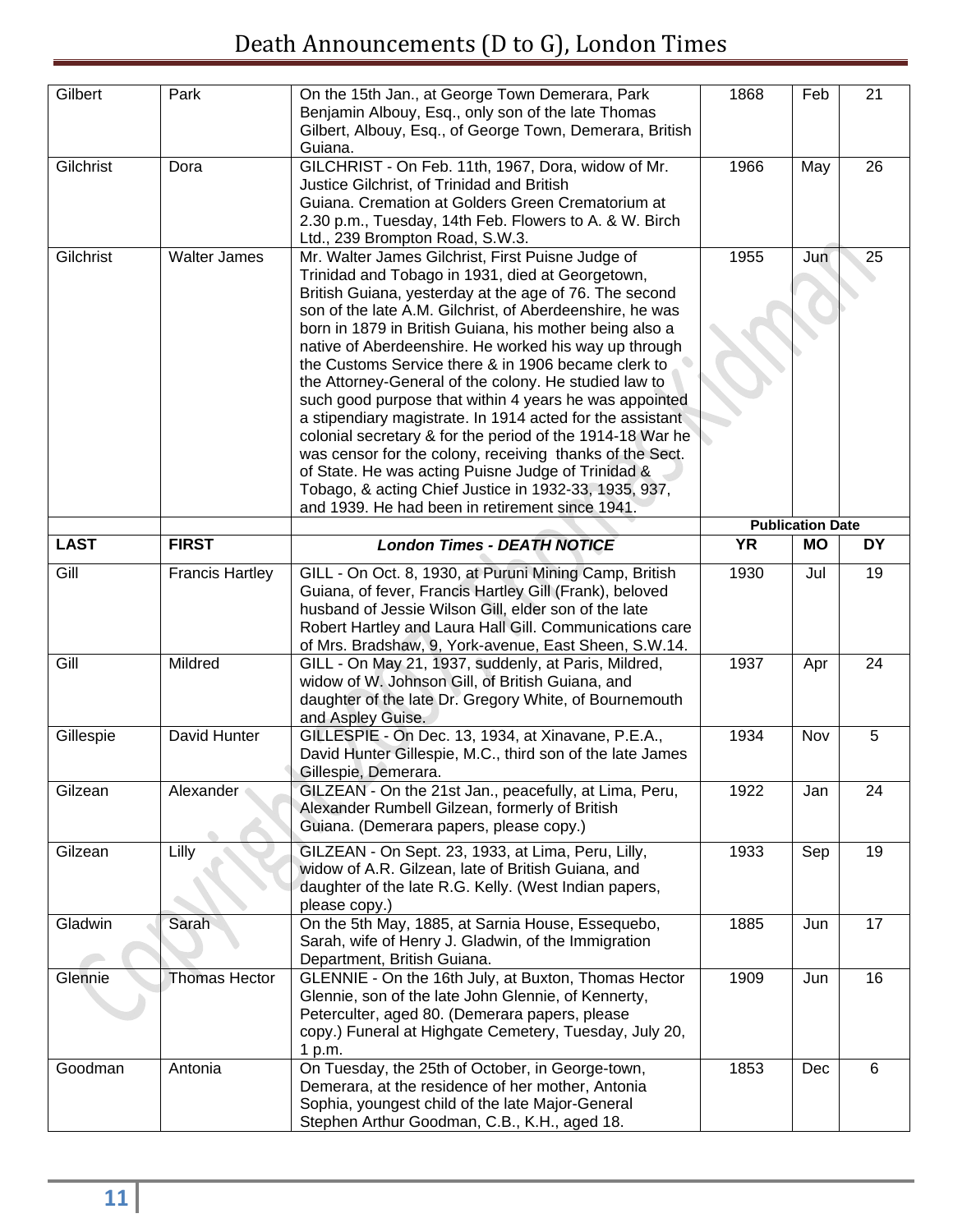# Death Announcements (D to G), London Times

| | | | | | |
|---|---|---|---|---|---|
| Gilbert | Park | On the 15th Jan., at George Town Demerara, Park Benjamin Albouy, Esq., only son of the late Thomas Gilbert, Albouy, Esq., of George Town, Demerara, British Guiana. | 1868 | Feb | 21 |
| Gilchrist | Dora | GILCHRIST - On Feb. 11th, 1967, Dora, widow of Mr. Justice Gilchrist, of Trinidad and British Guiana. Cremation at Golders Green Crematorium at 2.30 p.m., Tuesday, 14th Feb. Flowers to A. & W. Birch Ltd., 239 Brompton Road, S.W.3. | 1966 | May | 26 |
| Gilchrist | Walter James | Mr. Walter James Gilchrist, First Puisne Judge of Trinidad and Tobago in 1931, died at Georgetown, British Guiana, yesterday at the age of 76. The second son of the late A.M. Gilchrist, of Aberdeenshire, he was born in 1879 in British Guiana, his mother being also a native of Aberdeenshire. He worked his way up through the Customs Service there & in 1906 became clerk to the Attorney-General of the colony. He studied law to such good purpose that within 4 years he was appointed a stipendiary magistrate. In 1914 acted for the assistant colonial secretary & for the period of the 1914-18 War he was censor for the colony, receiving thanks of the Sect. of State. He was acting Puisne Judge of Trinidad & Tobago, & acting Chief Justice in 1932-33, 1935, 937, and 1939. He had been in retirement since 1941. | 1955 | Jun | 25 |
| | | | Publication Date | | |
| **LAST** | **FIRST** | ***London Times - DEATH NOTICE*** | **YR** | **MO** | **DY** |
| Gill | Francis Hartley | GILL - On Oct. 8, 1930, at Puruni Mining Camp, British Guiana, of fever, Francis Hartley Gill (Frank), beloved husband of Jessie Wilson Gill, elder son of the late Robert Hartley and Laura Hall Gill. Communications care of Mrs. Bradshaw, 9, York-avenue, East Sheen, S.W.14. | 1930 | Jul | 19 |
| Gill | Mildred | GILL - On May 21, 1937, suddenly, at Paris, Mildred, widow of W. Johnson Gill, of British Guiana, and daughter of the late Dr. Gregory White, of Bournemouth and Aspley Guise. | 1937 | Apr | 24 |
| Gillespie | David Hunter | GILLESPIE - On Dec. 13, 1934, at Xinavane, P.E.A., David Hunter Gillespie, M.C., third son of the late James Gillespie, Demerara. | 1934 | Nov | 5 |
| Gilzean | Alexander | GILZEAN - On the 21st Jan., peacefully, at Lima, Peru, Alexander Rumbell Gilzean, formerly of British Guiana. (Demerara papers, please copy.) | 1922 | Jan | 24 |
| Gilzean | Lilly | GILZEAN - On Sept. 23, 1933, at Lima, Peru, Lilly, widow of A.R. Gilzean, late of British Guiana, and daughter of the late R.G. Kelly. (West Indian papers, please copy.) | 1933 | Sep | 19 |
| Gladwin | Sarah | On the 5th May, 1885, at Sarnia House, Essequebo, Sarah, wife of Henry J. Gladwin, of the Immigration Department, British Guiana. | 1885 | Jun | 17 |
| Glennie | Thomas Hector | GLENNIE - On the 16th July, at Buxton, Thomas Hector Glennie, son of the late John Glennie, of Kennerty, Peterculter, aged 80. (Demerara papers, please copy.) Funeral at Highgate Cemetery, Tuesday, July 20, 1 p.m. | 1909 | Jun | 16 |
| Goodman | Antonia | On Tuesday, the 25th of October, in George-town, Demerara, at the residence of her mother, Antonia Sophia, youngest child of the late Major-General Stephen Arthur Goodman, C.B., K.H., aged 18. | 1853 | Dec | 6 |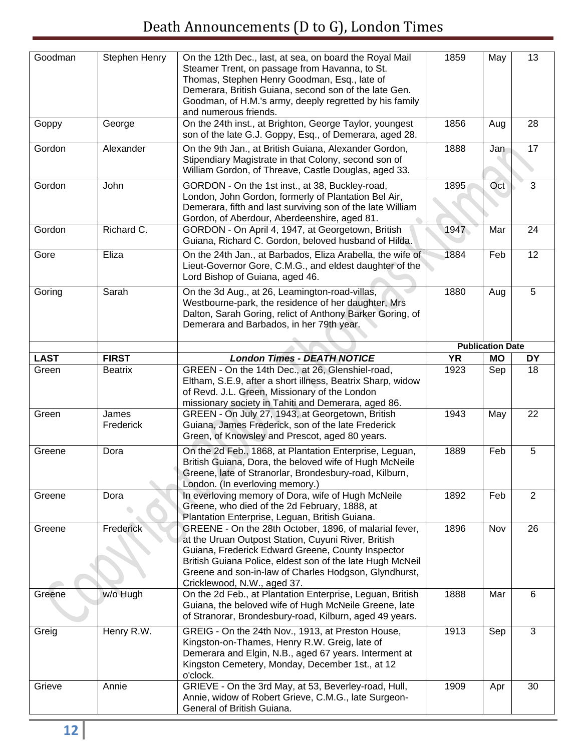# Death Announcements (D to G), London Times

| LAST | FIRST | London Times - DEATH NOTICE | YR | MO | DY |
|---|---|---|---|---|---|
| Goodman | Stephen Henry | On the 12th Dec., last, at sea, on board the Royal Mail Steamer Trent, on passage from Havanna, to St. Thomas, Stephen Henry Goodman, Esq., late of Demerara, British Guiana, second son of the late Gen. Goodman, of H.M.'s army, deeply regretted by his family and numerous friends. | 1859 | May | 13 |
| Goppy | George | On the 24th inst., at Brighton, George Taylor, youngest son of the late G.J. Goppy, Esq., of Demerara, aged 28. | 1856 | Aug | 28 |
| Gordon | Alexander | On the 9th Jan., at British Guiana, Alexander Gordon, Stipendiary Magistrate in that Colony, second son of William Gordon, of Threave, Castle Douglas, aged 33. | 1888 | Jan | 17 |
| Gordon | John | GORDON - On the 1st inst., at 38, Buckley-road, London, John Gordon, formerly of Plantation Bel Air, Demerara, fifth and last surviving son of the late William Gordon, of Aberdour, Aberdeenshire, aged 81. | 1895 | Oct | 3 |
| Gordon | Richard C. | GORDON - On April 4, 1947, at Georgetown, British Guiana, Richard C. Gordon, beloved husband of Hilda. | 1947 | Mar | 24 |
| Gore | Eliza | On the 24th Jan., at Barbados, Eliza Arabella, the wife of Lieut-Governor Gore, C.M.G., and eldest daughter of the Lord Bishop of Guiana, aged 46. | 1884 | Feb | 12 |
| Goring | Sarah | On the 3d Aug., at 26, Leamington-road-villas, Westbourne-park, the residence of her daughter, Mrs Dalton, Sarah Goring, relict of Anthony Barker Goring, of Demerara and Barbados, in her 79th year. | 1880 | Aug | 5 |
| | | | Publication Date | | |
| **LAST** | **FIRST** | ***London Times - DEATH NOTICE*** | **YR** | **MO** | **DY** |
| Green | Beatrix | GREEN - On the 14th Dec., at 26, Glenshiel-road, Eltham, S.E.9, after a short illness, Beatrix Sharp, widow of Revd. J.L. Green, Missionary of the London missionary society in Tahiti and Demerara, aged 86. | 1923 | Sep | 18 |
| Green | James Frederick | GREEN - On July 27, 1943, at Georgetown, British Guiana, James Frederick, son of the late Frederick Green, of Knowsley and Prescot, aged 80 years. | 1943 | May | 22 |
| Greene | Dora | On the 2d Feb., 1868, at Plantation Enterprise, Leguan, British Guiana, Dora, the beloved wife of Hugh McNeile Greene, late of Stranorlar, Brondesbury-road, Kilburn, London. (In everloving memory.) | 1889 | Feb | 5 |
| Greene | Dora | In everloving memory of Dora, wife of Hugh McNeile Greene, who died of the 2d February, 1888, at Plantation Enterprise, Leguan, British Guiana. | 1892 | Feb | 2 |
| Greene | Frederick | GREENE - On the 28th October, 1896, of malarial fever, at the Uruan Outpost Station, Cuyuni River, British Guiana, Frederick Edward Greene, County Inspector British Guiana Police, eldest son of the late Hugh McNeil Greene and son-in-law of Charles Hodgson, Glyndhurst, Cricklewood, N.W., aged 37. | 1896 | Nov | 26 |
| Greene | w/o Hugh | On the 2d Feb., at Plantation Enterprise, Leguan, British Guiana, the beloved wife of Hugh McNeile Greene, late of Stranorar, Brondesbury-road, Kilburn, aged 49 years. | 1888 | Mar | 6 |
| Greig | Henry R.W. | GREIG - On the 24th Nov., 1913, at Preston House, Kingston-on-Thames, Henry R.W. Greig, late of Demerara and Elgin, N.B., aged 67 years. Interment at Kingston Cemetery, Monday, December 1st., at 12 o'clock. | 1913 | Sep | 3 |
| Grieve | Annie | GRIEVE - On the 3rd May, at 53, Beverley-road, Hull, Annie, widow of Robert Grieve, C.M.G., late Surgeon-General of British Guiana. | 1909 | Apr | 30 |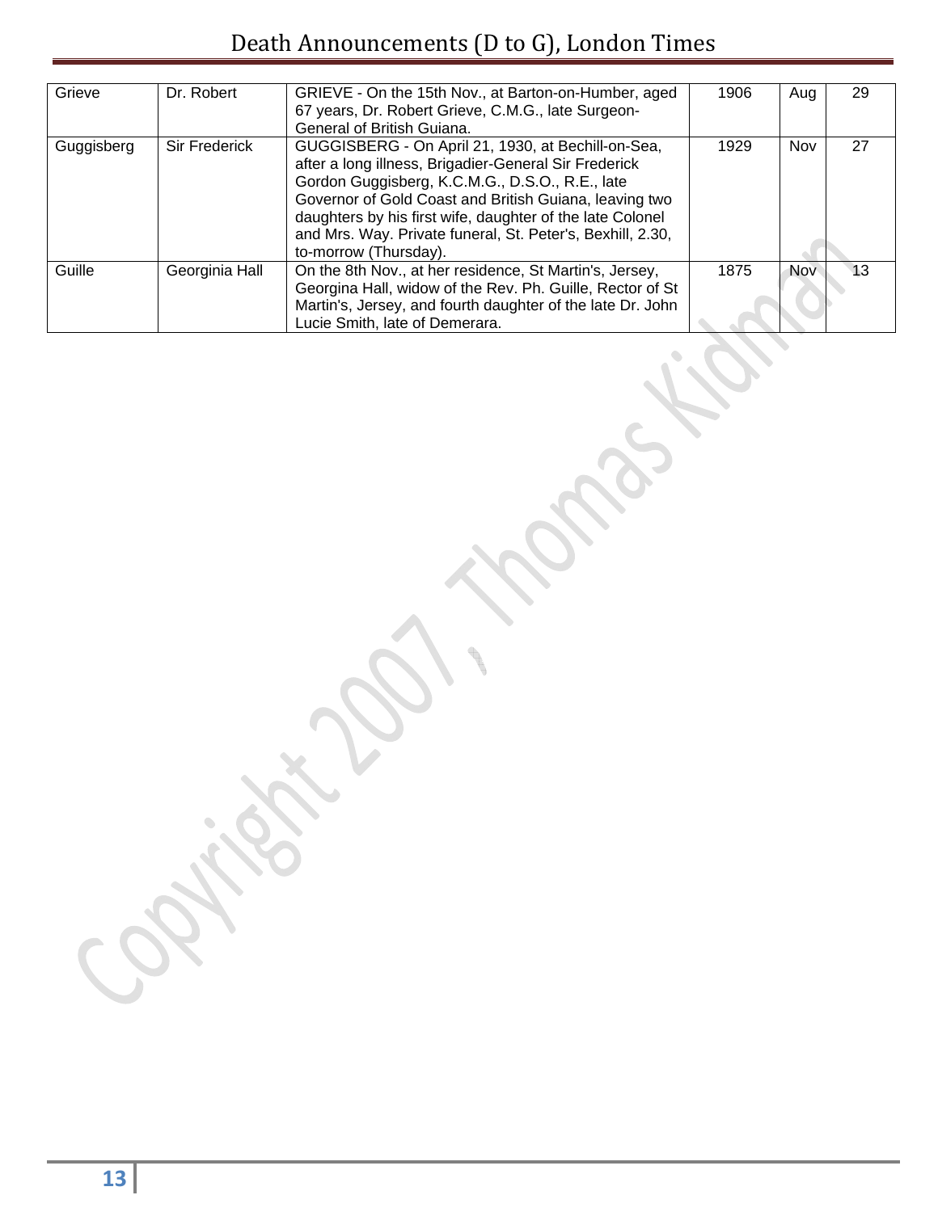| | | | | | |
|---|---|---|---|---|---|
| Grieve | Dr. Robert | GRIEVE - On the 15th Nov., at Barton-on-Humber, aged 67 years, Dr. Robert Grieve, C.M.G., late Surgeon-General of British Guiana. | 1906 | Aug | 29 |
| Guggisberg | Sir Frederick | GUGGISBERG - On April 21, 1930, at Bechill-on-Sea, after a long illness, Brigadier-General Sir Frederick Gordon Guggisberg, K.C.M.G., D.S.O., R.E., late Governor of Gold Coast and British Guiana, leaving two daughters by his first wife, daughter of the late Colonel and Mrs. Way. Private funeral, St. Peter's, Bexhill, 2.30, to-morrow (Thursday). | 1929 | Nov | 27 |
| Guille | Georginia Hall | On the 8th Nov., at her residence, St Martin's, Jersey, Georgina Hall, widow of the Rev. Ph. Guille, Rector of St Martin's, Jersey, and fourth daughter of the late Dr. John Lucie Smith, late of Demerara. | 1875 | Nov | 13 |